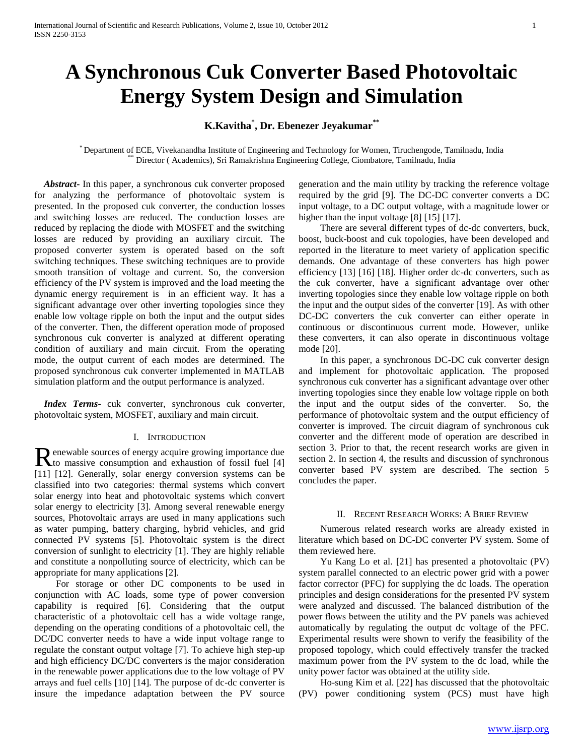# A Synchronous Cuk Converter Based Photovoltaic Energy System Design and Simulation

**K.Kavitha[*], Dr. Ebenezer Jeyakumar[**]**

[*] Department of ECE, Vivekanandha Institute of Engineering and Technology for Women, Tiruchengode, Tamilnadu, India
[**] Director ( Academics), Sri Ramakrishna Engineering College, Ciombatore, Tamilnadu, India

***Abstract***- In this paper, a synchronous cuk converter proposed for analyzing the performance of photovoltaic system is presented. In the proposed cuk converter, the conduction losses and switching losses are reduced. The conduction losses are reduced by replacing the diode with MOSFET and the switching losses are reduced by providing an auxiliary circuit. The proposed converter system is operated based on the soft switching techniques. These switching techniques are to provide smooth transition of voltage and current. So, the conversion efficiency of the PV system is improved and the load meeting the dynamic energy requirement is in an efficient way. It has a significant advantage over other inverting topologies since they enable low voltage ripple on both the input and the output sides of the converter. Then, the different operation mode of proposed synchronous cuk converter is analyzed at different operating condition of auxiliary and main circuit. From the operating mode, the output current of each modes are determined. The proposed synchronous cuk converter implemented in MATLAB simulation platform and the output performance is analyzed.

***Index Terms***- cuk converter, synchronous cuk converter, photovoltaic system, MOSFET, auxiliary and main circuit.

## I. Introduction

Renewable sources of energy acquire growing importance due to massive consumption and exhaustion of fossil fuel [4] [11] [12]. Generally, solar energy conversion systems can be classified into two categories: thermal systems which convert solar energy into heat and photovoltaic systems which convert solar energy to electricity [3]. Among several renewable energy sources, Photovoltaic arrays are used in many applications such as water pumping, battery charging, hybrid vehicles, and grid connected PV systems [5]. Photovoltaic system is the direct conversion of sunlight to electricity [1]. They are highly reliable and constitute a nonpolluting source of electricity, which can be appropriate for many applications [2].

For storage or other DC components to be used in conjunction with AC loads, some type of power conversion capability is required [6]. Considering that the output characteristic of a photovoltaic cell has a wide voltage range, depending on the operating conditions of a photovoltaic cell, the DC/DC converter needs to have a wide input voltage range to regulate the constant output voltage [7]. To achieve high step-up and high efficiency DC/DC converters is the major consideration in the renewable power applications due to the low voltage of PV arrays and fuel cells [10] [14]. The purpose of dc-dc converter is insure the impedance adaptation between the PV source generation and the main utility by tracking the reference voltage required by the grid [9]. The DC-DC converter converts a DC input voltage, to a DC output voltage, with a magnitude lower or higher than the input voltage [8] [15] [17].

There are several different types of dc-dc converters, buck, boost, buck-boost and cuk topologies, have been developed and reported in the literature to meet variety of application specific demands. One advantage of these converters has high power efficiency [13] [16] [18]. Higher order dc-dc converters, such as the cuk converter, have a significant advantage over other inverting topologies since they enable low voltage ripple on both the input and the output sides of the converter [19]. As with other DC-DC converters the cuk converter can either operate in continuous or discontinuous current mode. However, unlike these converters, it can also operate in discontinuous voltage mode [20].

In this paper, a synchronous DC-DC cuk converter design and implement for photovoltaic application. The proposed synchronous cuk converter has a significant advantage over other inverting topologies since they enable low voltage ripple on both the input and the output sides of the converter. So, the performance of photovoltaic system and the output efficiency of converter is improved. The circuit diagram of synchronous cuk converter and the different mode of operation are described in section 3. Prior to that, the recent research works are given in section 2. In section 4, the results and discussion of synchronous converter based PV system are described. The section 5 concludes the paper.

## II. Recent Research Works: A Brief Review

Numerous related research works are already existed in literature which based on DC-DC converter PV system. Some of them reviewed here.

Yu Kang Lo et al. [21] has presented a photovoltaic (PV) system parallel connected to an electric power grid with a power factor corrector (PFC) for supplying the dc loads. The operation principles and design considerations for the presented PV system were analyzed and discussed. The balanced distribution of the power flows between the utility and the PV panels was achieved automatically by regulating the output dc voltage of the PFC. Experimental results were shown to verify the feasibility of the proposed topology, which could effectively transfer the tracked maximum power from the PV system to the dc load, while the unity power factor was obtained at the utility side.

Ho-sung Kim et al. [22] has discussed that the photovoltaic (PV) power conditioning system (PCS) must have high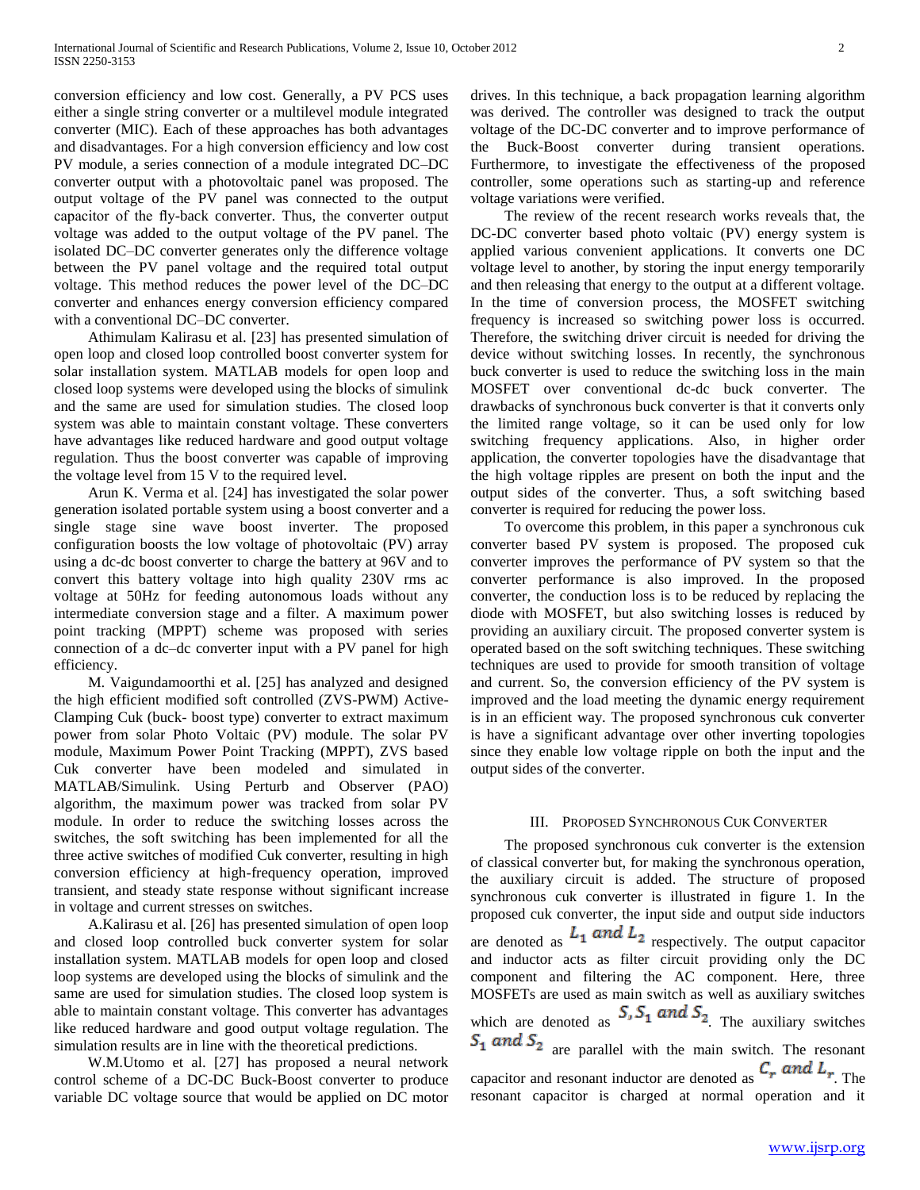conversion efficiency and low cost. Generally, a PV PCS uses either a single string converter or a multilevel module integrated converter (MIC). Each of these approaches has both advantages and disadvantages. For a high conversion efficiency and low cost PV module, a series connection of a module integrated DC–DC converter output with a photovoltaic panel was proposed. The output voltage of the PV panel was connected to the output capacitor of the fly-back converter. Thus, the converter output voltage was added to the output voltage of the PV panel. The isolated DC–DC converter generates only the difference voltage between the PV panel voltage and the required total output voltage. This method reduces the power level of the DC–DC converter and enhances energy conversion efficiency compared with a conventional DC–DC converter.

Athimulam Kalirasu et al. [23] has presented simulation of open loop and closed loop controlled boost converter system for solar installation system. MATLAB models for open loop and closed loop systems were developed using the blocks of simulink and the same are used for simulation studies. The closed loop system was able to maintain constant voltage. These converters have advantages like reduced hardware and good output voltage regulation. Thus the boost converter was capable of improving the voltage level from 15 V to the required level.

Arun K. Verma et al. [24] has investigated the solar power generation isolated portable system using a boost converter and a single stage sine wave boost inverter. The proposed configuration boosts the low voltage of photovoltaic (PV) array using a dc-dc boost converter to charge the battery at 96V and to convert this battery voltage into high quality 230V rms ac voltage at 50Hz for feeding autonomous loads without any intermediate conversion stage and a filter. A maximum power point tracking (MPPT) scheme was proposed with series connection of a dc–dc converter input with a PV panel for high efficiency.

M. Vaigundamoorthi et al. [25] has analyzed and designed the high efficient modified soft controlled (ZVS-PWM) Active-Clamping Cuk (buck- boost type) converter to extract maximum power from solar Photo Voltaic (PV) module. The solar PV module, Maximum Power Point Tracking (MPPT), ZVS based Cuk converter have been modeled and simulated in MATLAB/Simulink. Using Perturb and Observer (PAO) algorithm, the maximum power was tracked from solar PV module. In order to reduce the switching losses across the switches, the soft switching has been implemented for all the three active switches of modified Cuk converter, resulting in high conversion efficiency at high-frequency operation, improved transient, and steady state response without significant increase in voltage and current stresses on switches.

A.Kalirasu et al. [26] has presented simulation of open loop and closed loop controlled buck converter system for solar installation system. MATLAB models for open loop and closed loop systems are developed using the blocks of simulink and the same are used for simulation studies. The closed loop system is able to maintain constant voltage. This converter has advantages like reduced hardware and good output voltage regulation. The simulation results are in line with the theoretical predictions.

W.M.Utomo et al. [27] has proposed a neural network control scheme of a DC-DC Buck-Boost converter to produce variable DC voltage source that would be applied on DC motor drives. In this technique, a back propagation learning algorithm was derived. The controller was designed to track the output voltage of the DC-DC converter and to improve performance of the Buck-Boost converter during transient operations. Furthermore, to investigate the effectiveness of the proposed controller, some operations such as starting-up and reference voltage variations were verified.

The review of the recent research works reveals that, the DC-DC converter based photo voltaic (PV) energy system is applied various convenient applications. It converts one DC voltage level to another, by storing the input energy temporarily and then releasing that energy to the output at a different voltage. In the time of conversion process, the MOSFET switching frequency is increased so switching power loss is occurred. Therefore, the switching driver circuit is needed for driving the device without switching losses. In recently, the synchronous buck converter is used to reduce the switching loss in the main MOSFET over conventional dc-dc buck converter. The drawbacks of synchronous buck converter is that it converts only the limited range voltage, so it can be used only for low switching frequency applications. Also, in higher order application, the converter topologies have the disadvantage that the high voltage ripples are present on both the input and the output sides of the converter. Thus, a soft switching based converter is required for reducing the power loss.

To overcome this problem, in this paper a synchronous cuk converter based PV system is proposed. The proposed cuk converter improves the performance of PV system so that the converter performance is also improved. In the proposed converter, the conduction loss is to be reduced by replacing the diode with MOSFET, but also switching losses is reduced by providing an auxiliary circuit. The proposed converter system is operated based on the soft switching techniques. These switching techniques are used to provide for smooth transition of voltage and current. So, the conversion efficiency of the PV system is improved and the load meeting the dynamic energy requirement is in an efficient way. The proposed synchronous cuk converter is have a significant advantage over other inverting topologies since they enable low voltage ripple on both the input and the output sides of the converter.

## III. Proposed Synchronous Cuk Converter

The proposed synchronous cuk converter is the extension of classical converter but, for making the synchronous operation, the auxiliary circuit is added. The structure of proposed synchronous cuk converter is illustrated in figure 1. In the proposed cuk converter, the input side and output side inductors are denoted as $L_1$ and $L_2$ respectively. The output capacitor and inductor acts as filter circuit providing only the DC component and filtering the AC component. Here, three MOSFETs are used as main switch as well as auxiliary switches which are denoted as $S, S_1$ and $S_2$. The auxiliary switches $S_1$ and $S_2$ are parallel with the main switch. The resonant capacitor and resonant inductor are denoted as $C_r$ and $L_r$. The resonant capacitor is charged at normal operation and it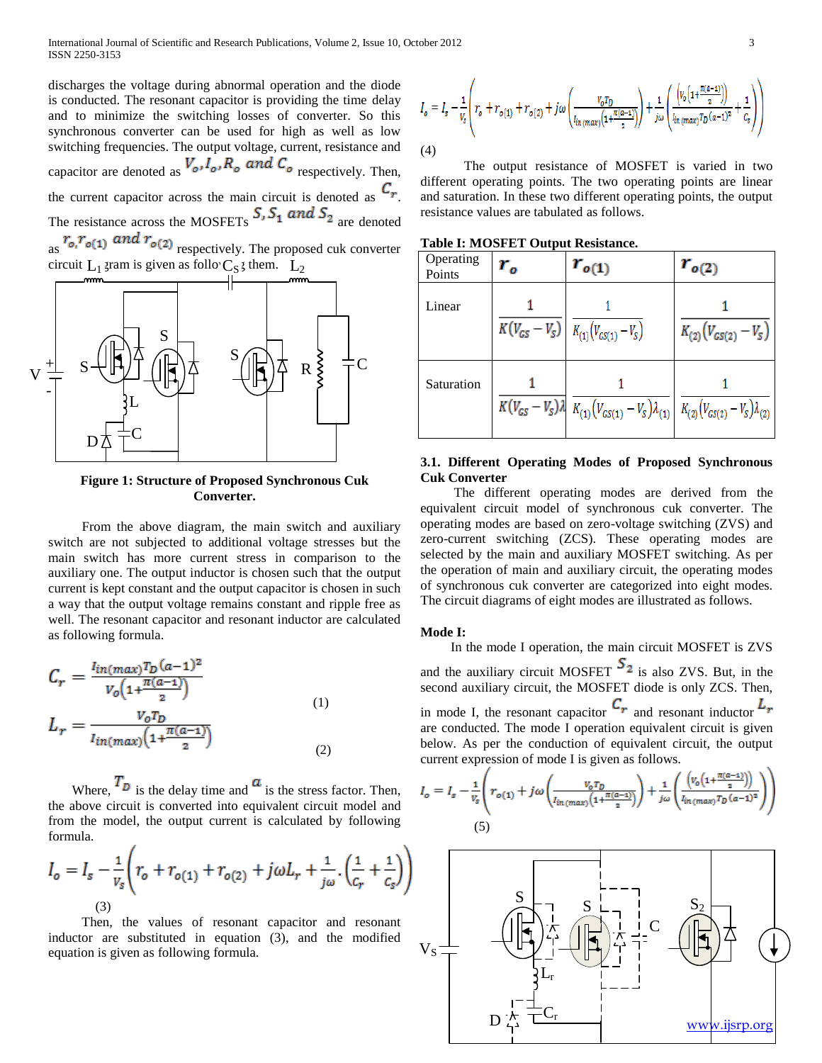discharges the voltage during abnormal operation and the diode is conducted. The resonant capacitor is providing the time delay and to minimize the switching losses of converter. So this synchronous converter can be used for high as well as low switching frequencies. The output voltage, current, resistance and capacitor are denoted as $V_o, I_o, R_o$ and $C_o$ respectively. Then, the current capacitor across the main circuit is denoted as $C_r$. The resistance across the MOSFETs $S, S_1$ and $S_2$ are denoted as $r_o, r_{o(1)}$ and $r_{o(2)}$ respectively. The proposed cuk converter circuit diagram is given as follows them.

**Figure 1: Structure of Proposed Synchronous Cuk Converter.**

From the above diagram, the main switch and auxiliary switch are not subjected to additional voltage stresses but the main switch has more current stress in comparison to the auxiliary one. The output inductor is chosen such that the output current is kept constant and the output capacitor is chosen in such a way that the output voltage remains constant and ripple free as well. The resonant capacitor and resonant inductor are calculated as following formula.

$$C_r = \frac{I_{in(max)} T_D (a-1)^2}{V_o\left(1+\frac{\pi(a-1)}{2}\right)} \quad (1)$$

$$L_r = \frac{V_o T_D}{I_{in(max)}\left(1+\frac{\pi(a-1)}{2}\right)} \quad (2)$$

Where, $T_D$ is the delay time and $a$ is the stress factor. Then, the above circuit is converted into equivalent circuit model and from the model, the output current is calculated by following formula.

$$I_o = I_s - \frac{1}{V_s}\left(r_o + r_{o(1)} + r_{o(2)} + j\omega L_r + \frac{1}{j\omega}\cdot\left(\frac{1}{C_r}+\frac{1}{C_s}\right)\right) \quad (3)$$

Then, the values of resonant capacitor and resonant inductor are substituted in equation (3), and the modified equation is given as following formula.

$$I_o = I_s - \frac{1}{V_s}\left(r_o + r_{o(1)} + r_{o(2)} + j\omega\left(\frac{V_o T_D}{I_{in(max)}\left(1+\frac{\pi(a-1)}{2}\right)}\right) + \frac{1}{j\omega}\left(\frac{\left(V_o\left(1+\frac{\pi(a-1)}{2}\right)\right)}{I_{in(max)} T_D (a-1)^2} + \frac{1}{C_s}\right)\right) \quad (4)$$

The output resistance of MOSFET is varied in two different operating points. The two operating points are linear and saturation. In these two different operating points, the output resistance values are tabulated as follows.

**Table I: MOSFET Output Resistance.**

| Operating Points | $r_o$ | $r_{o(1)}$ | $r_{o(2)}$ |
|---|---|---|---|
| Linear | $\frac{1}{K(V_{GS}-V_S)}$ | $\frac{1}{K_{(1)}(V_{GS(1)}-V_S)}$ | $\frac{1}{K_{(2)}(V_{GS(2)}-V_S)}$ |
| Saturation | $\frac{1}{K(V_{GS}-V_S)\lambda}$ | $\frac{1}{K_{(1)}(V_{GS(1)}-V_S)\lambda_{(1)}}$ | $\frac{1}{K_{(2)}(V_{GS(2)}-V_S)\lambda_{(2)}}$ |

### 3.1. Different Operating Modes of Proposed Synchronous Cuk Converter

The different operating modes are derived from the equivalent circuit model of synchronous cuk converter. The operating modes are based on zero-voltage switching (ZVS) and zero-current switching (ZCS). These operating modes are selected by the main and auxiliary MOSFET switching. As per the operation of main and auxiliary circuit, the operating modes of synchronous cuk converter are categorized into eight modes. The circuit diagrams of eight modes are illustrated as follows.

**Mode I:**

In the mode I operation, the main circuit MOSFET is ZVS and the auxiliary circuit MOSFET $S_2$ is also ZVS. But, in the second auxiliary circuit, the MOSFET diode is only ZCS. Then, in mode I, the resonant capacitor $C_r$ and resonant inductor $L_r$ are conducted. The mode I operation equivalent circuit is given below. As per the conduction of equivalent circuit, the output current expression of mode I is given as follows.

$$I_o = I_s - \frac{1}{V_s}\left(r_{o(1)} + j\omega\left(\frac{V_o T_D}{I_{in(max)}\left(1+\frac{\pi(a-1)}{2}\right)}\right) + \frac{1}{j\omega}\left(\frac{\left(V_o\left(1+\frac{\pi(a-1)}{2}\right)\right)}{I_{in(max)} T_D (a-1)^2}\right)\right) \quad (5)$$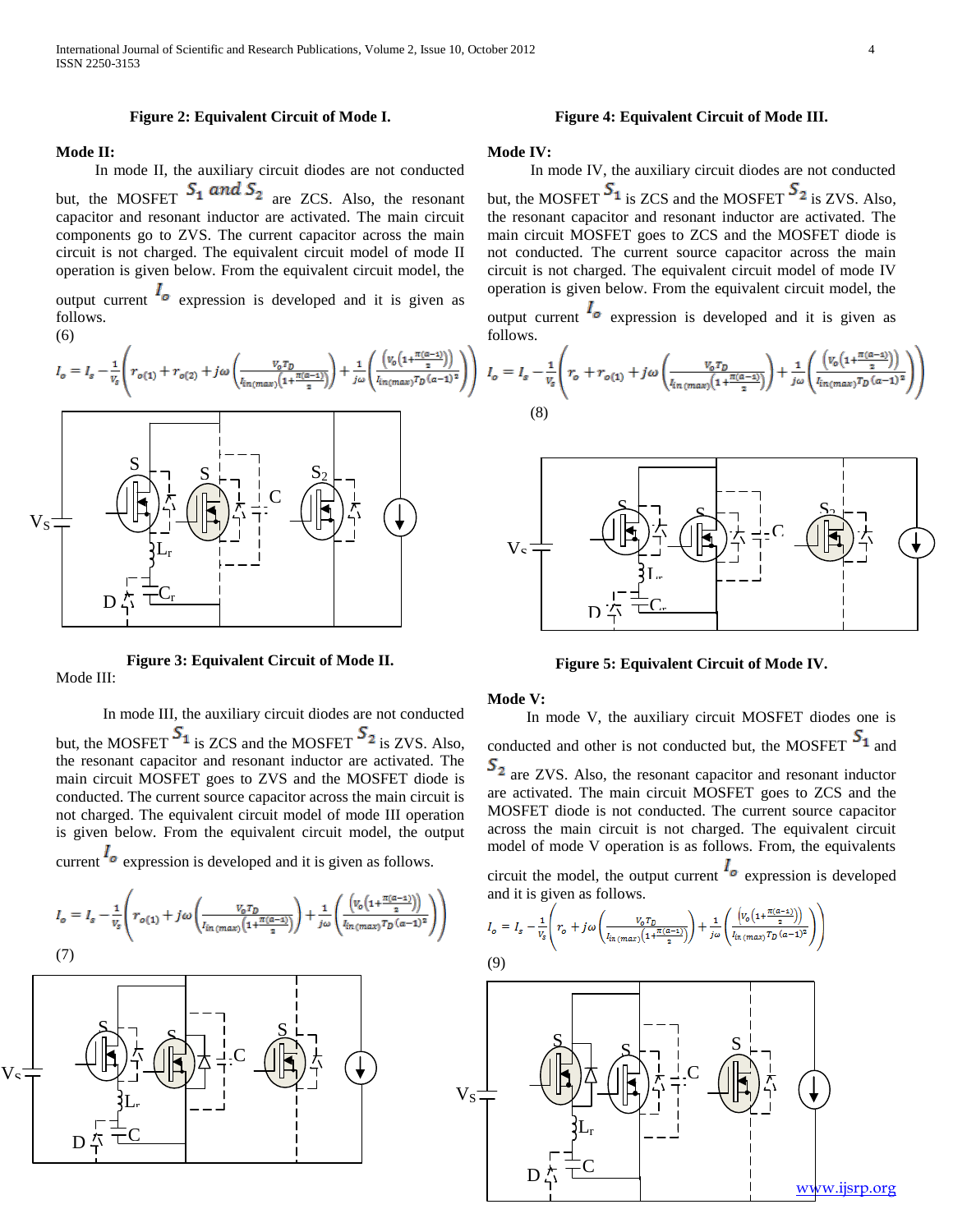**Figure 2: Equivalent Circuit of Mode I.**

### Mode II:

In mode II, the auxiliary circuit diodes are not conducted but, the MOSFET $S_1$ and $S_2$ are ZCS. Also, the resonant capacitor and resonant inductor are activated. The main circuit components go to ZVS. The current capacitor across the main circuit is not charged. The equivalent circuit model of mode II operation is given below. From the equivalent circuit model, the output current $I_o$ expression is developed and it is given as follows.

(6)

$$I_o = I_s - \frac{1}{V_s}\left( r_{o(1)} + r_{o(2)} + j\omega\left(\frac{V_o T_D}{I_{in(max)}\left(1+\frac{\pi(a-1)}{2}\right)}\right) + \frac{1}{j\omega}\left(\frac{\left(V_o\left(1+\frac{\pi(a-1)}{2}\right)\right)}{I_{in(max)} T_D (a-1)^2}\right)\right)$$

**Figure 3: Equivalent Circuit of Mode II.**

Mode III:

In mode III, the auxiliary circuit diodes are not conducted but, the MOSFET $S_1$ is ZCS and the MOSFET $S_2$ is ZVS. Also, the resonant capacitor and resonant inductor are activated. The main circuit MOSFET goes to ZVS and the MOSFET diode is conducted. The current source capacitor across the main circuit is not charged. The equivalent circuit model of mode III operation is given below. From the equivalent circuit model, the output current $I_o$ expression is developed and it is given as follows.

$$I_o = I_s - \frac{1}{V_s}\left( r_{o(1)} + j\omega\left(\frac{V_o T_D}{I_{in(max)}\left(1+\frac{\pi(a-1)}{2}\right)}\right) + \frac{1}{j\omega}\left(\frac{\left(V_o\left(1+\frac{\pi(a-1)}{2}\right)\right)}{I_{in(max)} T_D (a-1)^2}\right)\right)$$

(7)

**Figure 4: Equivalent Circuit of Mode III.**

### Mode IV:

In mode IV, the auxiliary circuit diodes are not conducted but, the MOSFET $S_1$ is ZCS and the MOSFET $S_2$ is ZVS. Also, the resonant capacitor and resonant inductor are activated. The main circuit MOSFET goes to ZCS and the MOSFET diode is not conducted. The current source capacitor across the main circuit is not charged. The equivalent circuit model of mode IV operation is given below. From the equivalent circuit model, the output current $I_o$ expression is developed and it is given as follows.

$$I_o = I_s - \frac{1}{V_s}\left( r_o + r_{o(1)} + j\omega\left(\frac{V_o T_D}{I_{in(max)}\left(1+\frac{\pi(a-1)}{2}\right)}\right) + \frac{1}{j\omega}\left(\frac{\left(V_o\left(1+\frac{\pi(a-1)}{2}\right)\right)}{I_{in(max)} T_D (a-1)^2}\right)\right)$$

(8)

**Figure 5: Equivalent Circuit of Mode IV.**

### Mode V:

In mode V, the auxiliary circuit MOSFET diodes one is conducted and other is not conducted but, the MOSFET $S_1$ and $S_2$ are ZVS. Also, the resonant capacitor and resonant inductor are activated. The main circuit MOSFET goes to ZCS and the MOSFET diode is not conducted. The current source capacitor across the main circuit is not charged. The equivalent circuit model of mode V operation is as follows. From, the equivalents circuit the model, the output current $I_o$ expression is developed and it is given as follows.

$$I_o = I_s - \frac{1}{V_s}\left( r_o + j\omega\left(\frac{V_o T_D}{I_{in(max)}\left(1+\frac{\pi(a-1)}{2}\right)}\right) + \frac{1}{j\omega}\left(\frac{\left(V_o\left(1+\frac{\pi(a-1)}{2}\right)\right)}{I_{in(max)} T_D (a-1)^2}\right)\right)$$

(9)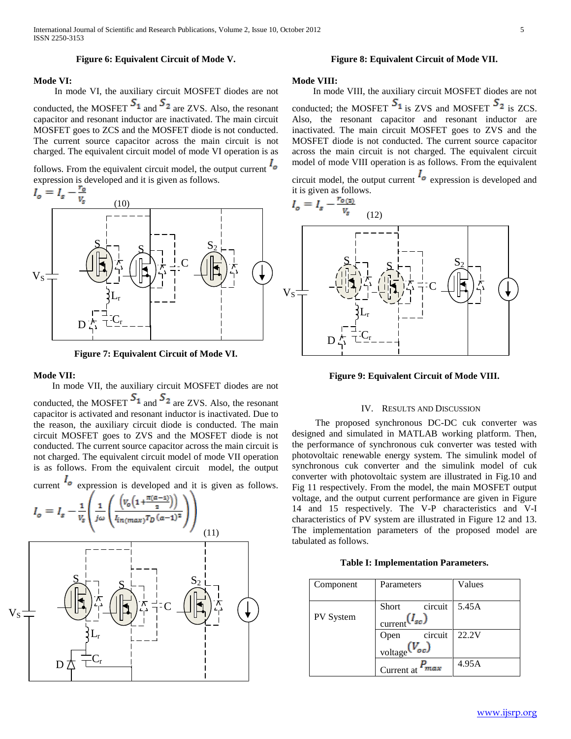**Figure 6: Equivalent Circuit of Mode V.**

**Mode VI:**

In mode VI, the auxiliary circuit MOSFET diodes are not conducted, the MOSFET $S_1$ and $S_2$ are ZVS. Also, the resonant capacitor and resonant inductor are inactivated. The main circuit MOSFET goes to ZCS and the MOSFET diode is not conducted. The current source capacitor across the main circuit is not charged. The equivalent circuit model of mode VI operation is as follows. From the equivalent circuit model, the output current $I_o$ expression is developed and it is given as follows.

$$I_o = I_s - \frac{r_o}{V_s} \tag{10}$$

**Figure 7: Equivalent Circuit of Mode VI.**

**Mode VII:**

In mode VII, the auxiliary circuit MOSFET diodes are not conducted, the MOSFET $S_1$ and $S_2$ are ZVS. Also, the resonant capacitor is activated and resonant inductor is inactivated. Due to the reason, the auxiliary circuit diode is conducted. The main circuit MOSFET goes to ZVS and the MOSFET diode is not conducted. The current source capacitor across the main circuit is not charged. The equivalent circuit model of mode VII operation is as follows. From the equivalent circuit model, the output current $I_o$ expression is developed and it is given as follows.

$$I_o = I_s - \frac{1}{V_s}\left(\frac{1}{j\omega}\left(\frac{\left(V_o\left(1+\frac{\pi(a-1)}{2}\right)\right)}{I_{in(max)}T_D(a-1)^2}\right)\right) \tag{11}$$

**Figure 8: Equivalent Circuit of Mode VII.**

**Mode VIII:**

In mode VIII, the auxiliary circuit MOSFET diodes are not conducted; the MOSFET $S_1$ is ZVS and MOSFET $S_2$ is ZCS. Also, the resonant capacitor and resonant inductor are inactivated. The main circuit MOSFET goes to ZVS and the MOSFET diode is not conducted. The current source capacitor across the main circuit is not charged. The equivalent circuit model of mode VIII operation is as follows. From the equivalent circuit model, the output current $I_o$ expression is developed and it is given as follows.

$$I_o = I_s - \frac{r_{o(2)}}{V_s} \tag{12}$$

**Figure 9: Equivalent Circuit of Mode VIII.**

## IV. Results and Discussion

The proposed synchronous DC-DC cuk converter was designed and simulated in MATLAB working platform. Then, the performance of synchronous cuk converter was tested with photovoltaic renewable energy system. The simulink model of synchronous cuk converter and the simulink model of cuk converter with photovoltaic system are illustrated in Fig.10 and Fig 11 respectively. From the model, the main MOSFET output voltage, and the output current performance are given in Figure 14 and 15 respectively. The V-P characteristics and V-I characteristics of PV system are illustrated in Figure 12 and 13. The implementation parameters of the proposed model are tabulated as follows.

**Table I: Implementation Parameters.**

| Component | Parameters | Values |
|---|---|---|
| PV System | Short circuit current $(I_{sc})$ | 5.45A |
| | Open circuit voltage $(V_{oc})$ | 22.2V |
| | Current at $P_{max}$ | 4.95A |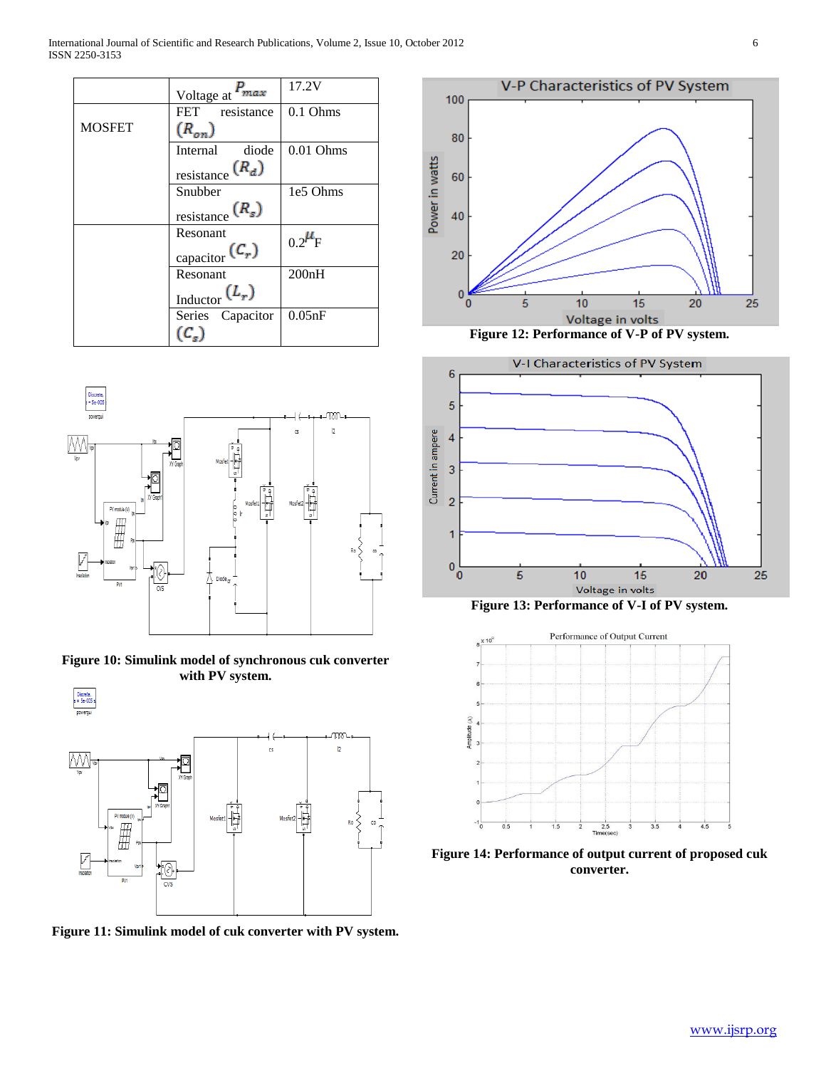|  | Voltage at $P_{max}$ | 17.2V |
|---|---|---|
| MOSFET | FET resistance $(R_{on})$ | 0.1 Ohms |
|  | Internal diode resistance $(R_d)$ | 0.01 Ohms |
|  | Snubber resistance $(R_s)$ | 1e5 Ohms |
|  | Resonant capacitor $(C_r)$ | 0.2$\mu$F |
|  | Resonant Inductor $(L_r)$ | 200nH |
|  | Series Capacitor $(C_s)$ | 0.05nF |

Figure 10: Simulink model of synchronous cuk converter with PV system.

Figure 11: Simulink model of cuk converter with PV system.

Figure 12: Performance of V-P of PV system.

Figure 13: Performance of V-I of PV system.

Figure 14: Performance of output current of proposed cuk converter.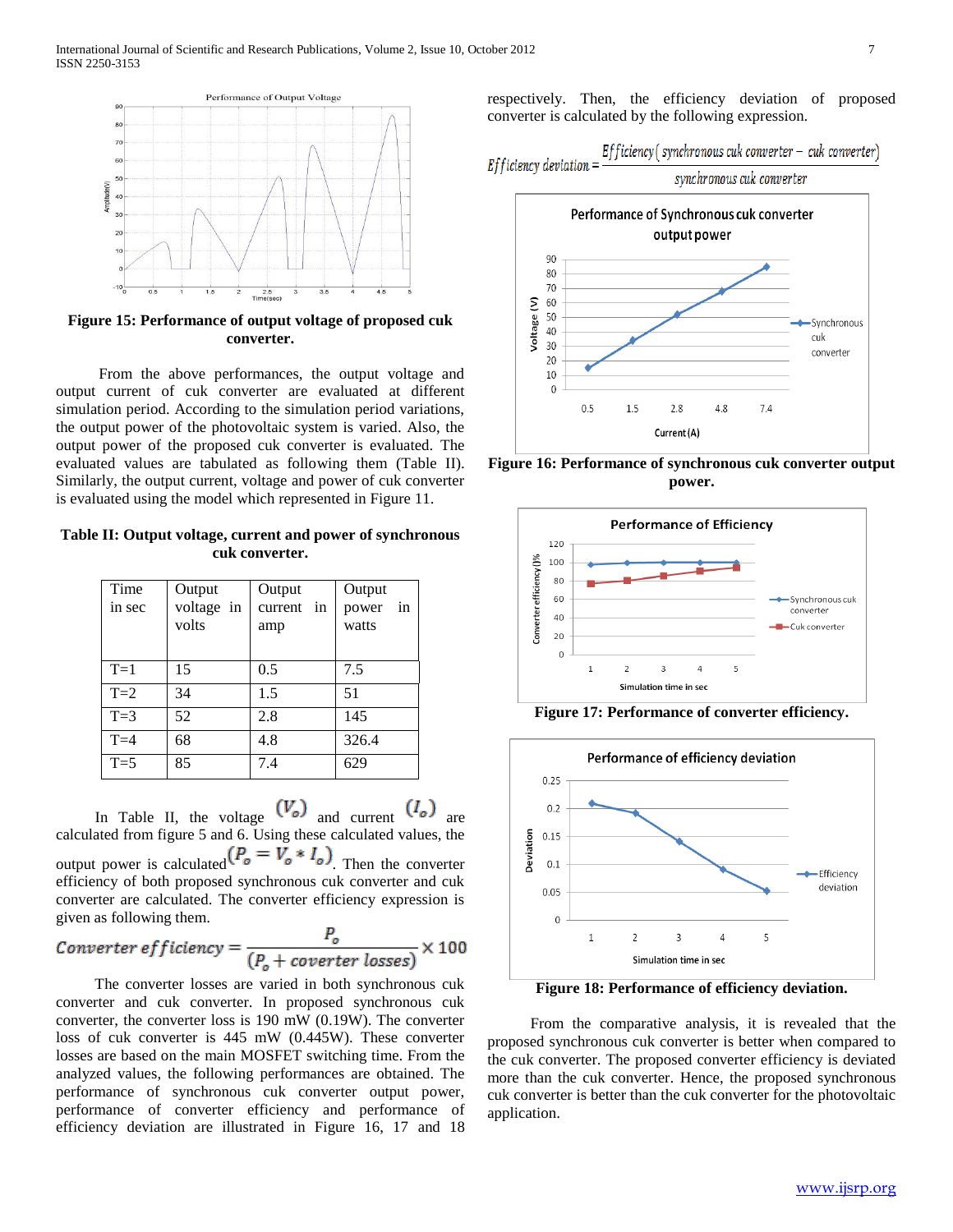Figure 15: **Performance of output voltage of proposed cuk converter.**

From the above performances, the output voltage and output current of cuk converter are evaluated at different simulation period. According to the simulation period variations, the output power of the photovoltaic system is varied. Also, the output power of the proposed cuk converter is evaluated. The evaluated values are tabulated as following them (Table II). Similarly, the output current, voltage and power of cuk converter is evaluated using the model which represented in Figure 11.

**Table II: Output voltage, current and power of synchronous cuk converter.**

| Time in sec | Output voltage in volts | Output current in amp | Output power in watts |
|---|---|---|---|
| T=1 | 15 | 0.5 | 7.5 |
| T=2 | 34 | 1.5 | 51 |
| T=3 | 52 | 2.8 | 145 |
| T=4 | 68 | 4.8 | 326.4 |
| T=5 | 85 | 7.4 | 629 |

In Table II, the voltage $(V_o)$ and current $(I_o)$ are calculated from figure 5 and 6. Using these calculated values, the output power is calculated $(P_o = V_o * I_o)$. Then the converter efficiency of both proposed synchronous cuk converter and cuk converter are calculated. The converter efficiency expression is given as following them.

$$Converter\ efficiency = \frac{P_o}{(P_o + coverter\ losses)} \times 100$$

The converter losses are varied in both synchronous cuk converter and cuk converter. In proposed synchronous cuk converter, the converter loss is 190 mW (0.19W). The converter loss of cuk converter is 445 mW (0.445W). These converter losses are based on the main MOSFET switching time. From the analyzed values, the following performances are obtained. The performance of synchronous cuk converter output power, performance of converter efficiency and performance of efficiency deviation are illustrated in Figure 16, 17 and 18 respectively. Then, the efficiency deviation of proposed converter is calculated by the following expression.

$$Efficiency\ deviation = \frac{Efficiency\,(synchronous\ cuk\ converter - cuk\ converter)}{synchronous\ cuk\ converter}$$

**Figure 16: Performance of synchronous cuk converter output power.**

**Figure 17: Performance of converter efficiency.**

**Figure 18: Performance of efficiency deviation.**

From the comparative analysis, it is revealed that the proposed synchronous cuk converter is better when compared to the cuk converter. The proposed converter efficiency is deviated more than the cuk converter. Hence, the proposed synchronous cuk converter is better than the cuk converter for the photovoltaic application.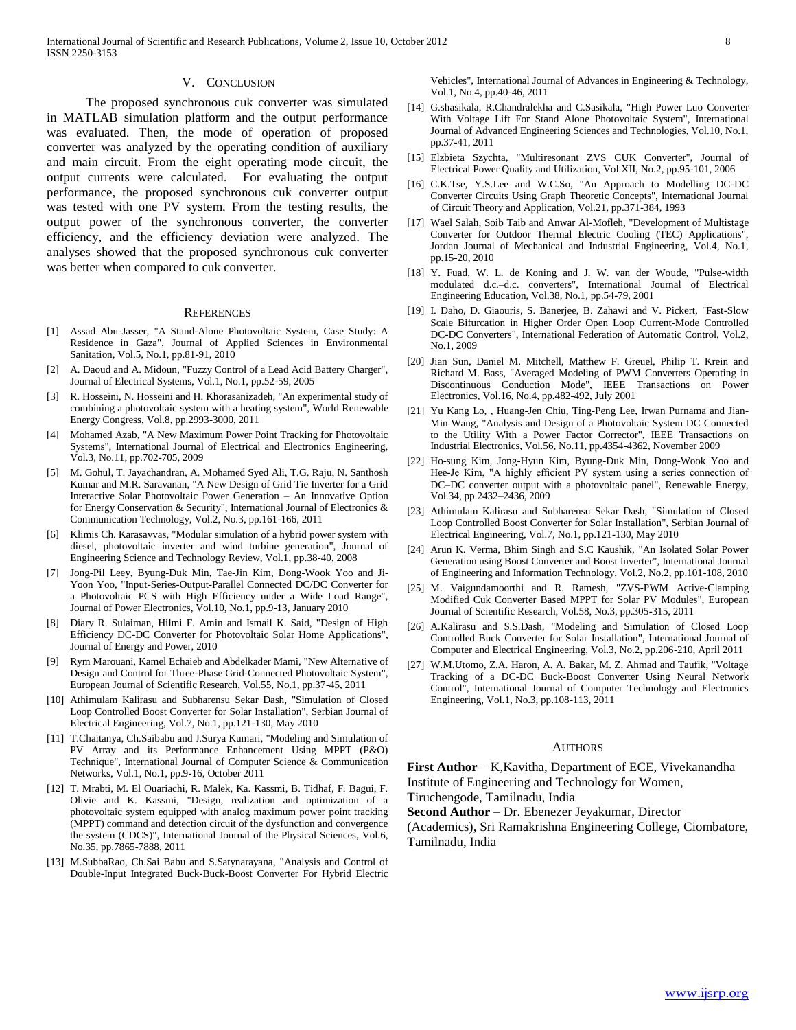## V. CONCLUSION

The proposed synchronous cuk converter was simulated in MATLAB simulation platform and the output performance was evaluated. Then, the mode of operation of proposed converter was analyzed by the operating condition of auxiliary and main circuit. From the eight operating mode circuit, the output currents were calculated. For evaluating the output performance, the proposed synchronous cuk converter output was tested with one PV system. From the testing results, the output power of the synchronous converter, the converter efficiency, and the efficiency deviation were analyzed. The analyses showed that the proposed synchronous cuk converter was better when compared to cuk converter.

## REFERENCES

[1] Assad Abu-Jasser, "A Stand-Alone Photovoltaic System, Case Study: A Residence in Gaza", Journal of Applied Sciences in Environmental Sanitation, Vol.5, No.1, pp.81-91, 2010

[2] A. Daoud and A. Midoun, "Fuzzy Control of a Lead Acid Battery Charger", Journal of Electrical Systems, Vol.1, No.1, pp.52-59, 2005

[3] R. Hosseini, N. Hosseini and H. Khorasanizadeh, "An experimental study of combining a photovoltaic system with a heating system", World Renewable Energy Congress, Vol.8, pp.2993-3000, 2011

[4] Mohamed Azab, "A New Maximum Power Point Tracking for Photovoltaic Systems", International Journal of Electrical and Electronics Engineering, Vol.3, No.11, pp.702-705, 2009

[5] M. Gohul, T. Jayachandran, A. Mohamed Syed Ali, T.G. Raju, N. Santhosh Kumar and M.R. Saravanan, "A New Design of Grid Tie Inverter for a Grid Interactive Solar Photovoltaic Power Generation – An Innovative Option for Energy Conservation & Security", International Journal of Electronics & Communication Technology, Vol.2, No.3, pp.161-166, 2011

[6] Klimis Ch. Karasavvas, "Modular simulation of a hybrid power system with diesel, photovoltaic inverter and wind turbine generation", Journal of Engineering Science and Technology Review, Vol.1, pp.38-40, 2008

[7] Jong-Pil Leey, Byung-Duk Min, Tae-Jin Kim, Dong-Wook Yoo and Ji-Yoon Yoo, "Input-Series-Output-Parallel Connected DC/DC Converter for a Photovoltaic PCS with High Efficiency under a Wide Load Range", Journal of Power Electronics, Vol.10, No.1, pp.9-13, January 2010

[8] Diary R. Sulaiman, Hilmi F. Amin and Ismail K. Said, "Design of High Efficiency DC-DC Converter for Photovoltaic Solar Home Applications", Journal of Energy and Power, 2010

[9] Rym Marouani, Kamel Echaieb and Abdelkader Mami, "New Alternative of Design and Control for Three-Phase Grid-Connected Photovoltaic System", European Journal of Scientific Research, Vol.55, No.1, pp.37-45, 2011

[10] Athimulam Kalirasu and Subharensu Sekar Dash, "Simulation of Closed Loop Controlled Boost Converter for Solar Installation", Serbian Journal of Electrical Engineering, Vol.7, No.1, pp.121-130, May 2010

[11] T.Chaitanya, Ch.Saibabu and J.Surya Kumari, "Modeling and Simulation of PV Array and its Performance Enhancement Using MPPT (P&O) Technique", International Journal of Computer Science & Communication Networks, Vol.1, No.1, pp.9-16, October 2011

[12] T. Mrabti, M. El Ouariachi, R. Malek, Ka. Kassmi, B. Tidhaf, F. Bagui, F. Olivie and K. Kassmi, "Design, realization and optimization of a photovoltaic system equipped with analog maximum power point tracking (MPPT) command and detection circuit of the dysfunction and convergence the system (CDCS)", International Journal of the Physical Sciences, Vol.6, No.35, pp.7865-7888, 2011

[13] M.SubbaRao, Ch.Sai Babu and S.Satynarayana, "Analysis and Control of Double-Input Integrated Buck-Buck-Boost Converter For Hybrid Electric Vehicles", International Journal of Advances in Engineering & Technology, Vol.1, No.4, pp.40-46, 2011

[14] G.shasikala, R.Chandralekha and C.Sasikala, "High Power Luo Converter With Voltage Lift For Stand Alone Photovoltaic System", International Journal of Advanced Engineering Sciences and Technologies, Vol.10, No.1, pp.37-41, 2011

[15] Elzbieta Szychta, "Multiresonant ZVS CUK Converter", Journal of Electrical Power Quality and Utilization, Vol.XII, No.2, pp.95-101, 2006

[16] C.K.Tse, Y.S.Lee and W.C.So, "An Approach to Modelling DC-DC Converter Circuits Using Graph Theoretic Concepts", International Journal of Circuit Theory and Application, Vol.21, pp.371-384, 1993

[17] Wael Salah, Soib Taib and Anwar Al-Mofleh, "Development of Multistage Converter for Outdoor Thermal Electric Cooling (TEC) Applications", Jordan Journal of Mechanical and Industrial Engineering, Vol.4, No.1, pp.15-20, 2010

[18] Y. Fuad, W. L. de Koning and J. W. van der Woude, "Pulse-width modulated d.c.–d.c. converters", International Journal of Electrical Engineering Education, Vol.38, No.1, pp.54-79, 2001

[19] I. Daho, D. Giaouris, S. Banerjee, B. Zahawi and V. Pickert, "Fast-Slow Scale Bifurcation in Higher Order Open Loop Current-Mode Controlled DC-DC Converters", International Federation of Automatic Control, Vol.2, No.1, 2009

[20] Jian Sun, Daniel M. Mitchell, Matthew F. Greuel, Philip T. Krein and Richard M. Bass, "Averaged Modeling of PWM Converters Operating in Discontinuous Conduction Mode", IEEE Transactions on Power Electronics, Vol.16, No.4, pp.482-492, July 2001

[21] Yu Kang Lo, , Huang-Jen Chiu, Ting-Peng Lee, Irwan Purnama and Jian-Min Wang, "Analysis and Design of a Photovoltaic System DC Connected to the Utility With a Power Factor Corrector", IEEE Transactions on Industrial Electronics, Vol.56, No.11, pp.4354-4362, November 2009

[22] Ho-sung Kim, Jong-Hyun Kim, Byung-Duk Min, Dong-Wook Yoo and Hee-Je Kim, "A highly efficient PV system using a series connection of DC–DC converter output with a photovoltaic panel", Renewable Energy, Vol.34, pp.2432–2436, 2009

[23] Athimulam Kalirasu and Subharensu Sekar Dash, "Simulation of Closed Loop Controlled Boost Converter for Solar Installation", Serbian Journal of Electrical Engineering, Vol.7, No.1, pp.121-130, May 2010

[24] Arun K. Verma, Bhim Singh and S.C Kaushik, "An Isolated Solar Power Generation using Boost Converter and Boost Inverter", International Journal of Engineering and Information Technology, Vol.2, No.2, pp.101-108, 2010

[25] M. Vaigundamoorthi and R. Ramesh, "ZVS-PWM Active-Clamping Modified Cuk Converter Based MPPT for Solar PV Modules", European Journal of Scientific Research, Vol.58, No.3, pp.305-315, 2011

[26] A.Kalirasu and S.S.Dash, "Modeling and Simulation of Closed Loop Controlled Buck Converter for Solar Installation", International Journal of Computer and Electrical Engineering, Vol.3, No.2, pp.206-210, April 2011

[27] W.M.Utomo, Z.A. Haron, A. A. Bakar, M. Z. Ahmad and Taufik, "Voltage Tracking of a DC-DC Buck-Boost Converter Using Neural Network Control", International Journal of Computer Technology and Electronics Engineering, Vol.1, No.3, pp.108-113, 2011

## AUTHORS

**First Author** – K,Kavitha, Department of ECE, Vivekanandha Institute of Engineering and Technology for Women, Tiruchengode, Tamilnadu, India

**Second Author** – Dr. Ebenezer Jeyakumar, Director (Academics), Sri Ramakrishna Engineering College, Ciombatore, Tamilnadu, India